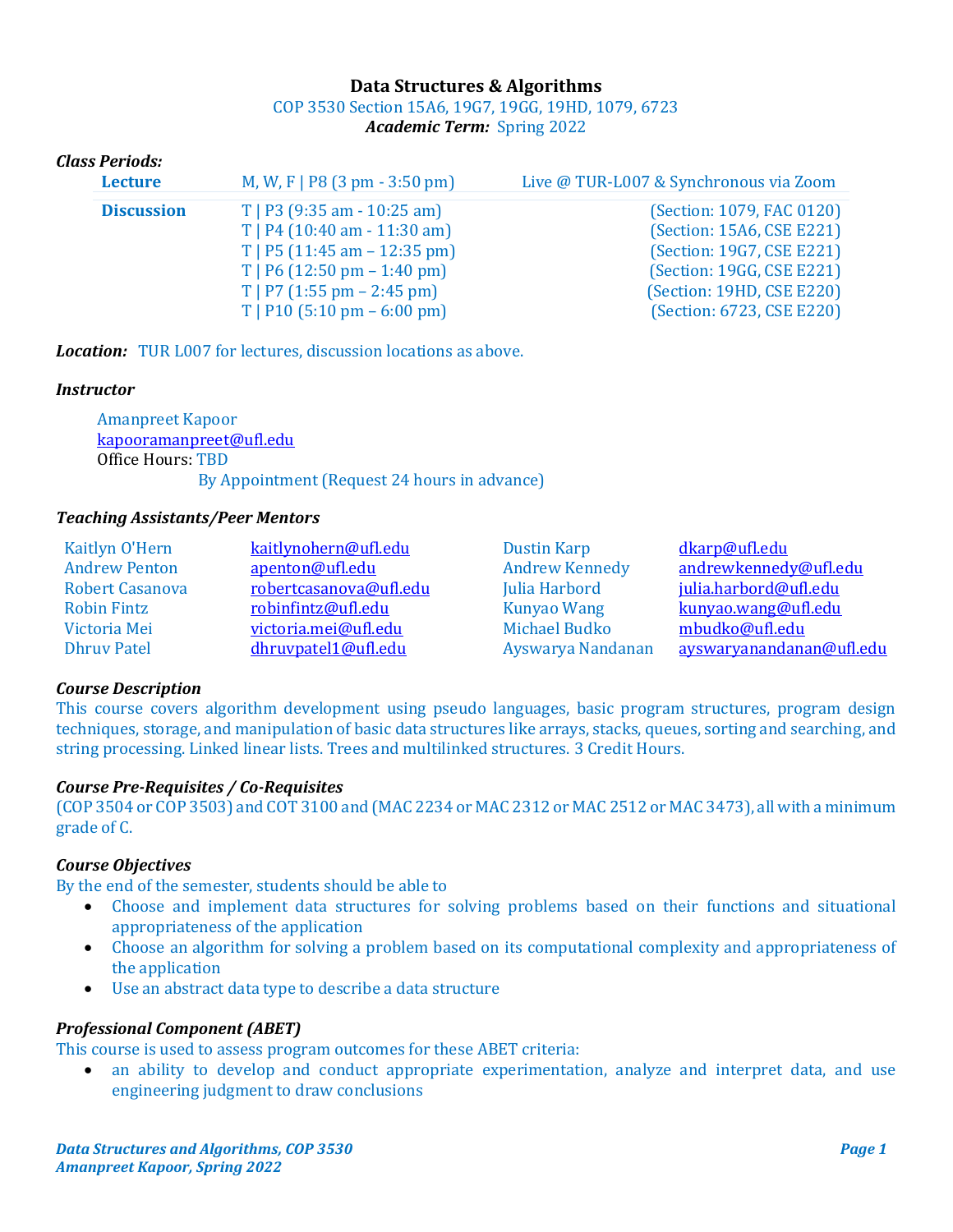# Data Structures & Algorithms

COP 3530 Section 15A6, 19G7, 19GG, 19HD, 1079, 6723

***Academic Term:*** Spring 2022

***Class Periods:***

| | | |
|---|---|---|
| **Lecture** | M, W, F \| P8 (3 pm - 3:50 pm) | Live @ TUR-L007 & Synchronous via Zoom |
| **Discussion** | T \| P3 (9:35 am - 10:25 am) | (Section: 1079, FAC 0120) |
| | T \| P4 (10:40 am - 11:30 am) | (Section: 15A6, CSE E221) |
| | T \| P5 (11:45 am – 12:35 pm) | (Section: 19G7, CSE E221) |
| | T \| P6 (12:50 pm – 1:40 pm) | (Section: 19GG, CSE E221) |
| | T \| P7 (1:55 pm – 2:45 pm) | (Section: 19HD, CSE E220) |
| | T \| P10 (5:10 pm – 6:00 pm) | (Section: 6723, CSE E220) |

***Location:*** TUR L007 for lectures, discussion locations as above.

***Instructor***

Amanpreet Kapoor
kapooramanpreet@ufl.edu
Office Hours: TBD
By Appointment (Request 24 hours in advance)

***Teaching Assistants/Peer Mentors***

| | | | |
|---|---|---|---|
| Kaitlyn O'Hern | kaitlynohern@ufl.edu | Dustin Karp | dkarp@ufl.edu |
| Andrew Penton | apenton@ufl.edu | Andrew Kennedy | andrewkennedy@ufl.edu |
| Robert Casanova | robertcasanova@ufl.edu | Julia Harbord | julia.harbord@ufl.edu |
| Robin Fintz | robinfintz@ufl.edu | Kunyao Wang | kunyao.wang@ufl.edu |
| Victoria Mei | victoria.mei@ufl.edu | Michael Budko | mbudko@ufl.edu |
| Dhruv Patel | dhruvpatel1@ufl.edu | Ayswarya Nandanan | ayswaryanandanan@ufl.edu |

***Course Description***

This course covers algorithm development using pseudo languages, basic program structures, program design techniques, storage, and manipulation of basic data structures like arrays, stacks, queues, sorting and searching, and string processing. Linked linear lists. Trees and multilinked structures. 3 Credit Hours.

***Course Pre-Requisites / Co-Requisites***

(COP 3504 or COP 3503) and COT 3100 and (MAC 2234 or MAC 2312 or MAC 2512 or MAC 3473), all with a minimum grade of C.

***Course Objectives***

By the end of the semester, students should be able to

- Choose and implement data structures for solving problems based on their functions and situational appropriateness of the application
- Choose an algorithm for solving a problem based on its computational complexity and appropriateness of the application
- Use an abstract data type to describe a data structure

***Professional Component (ABET)***

This course is used to assess program outcomes for these ABET criteria:

- an ability to develop and conduct appropriate experimentation, analyze and interpret data, and use engineering judgment to draw conclusions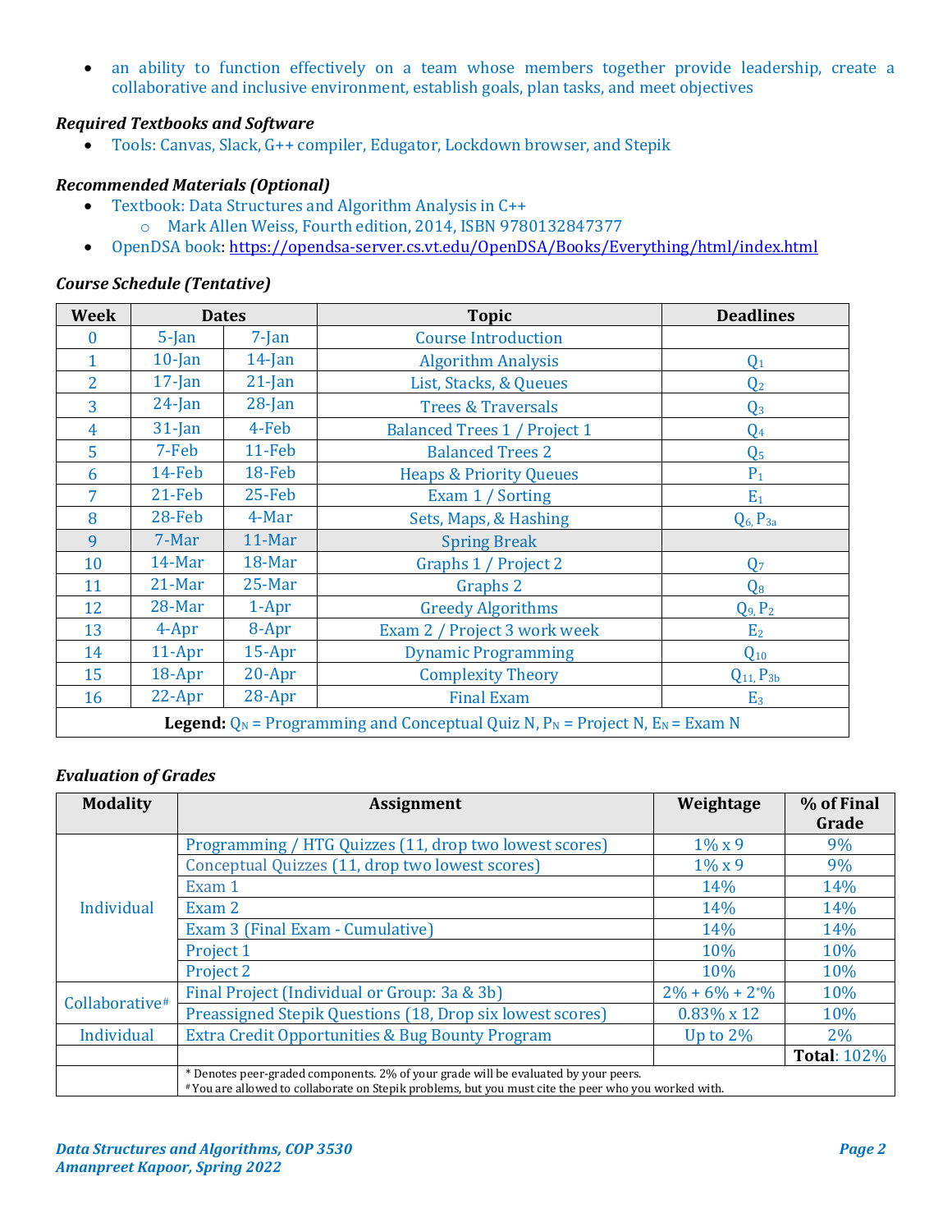- an ability to function effectively on a team whose members together provide leadership, create a collaborative and inclusive environment, establish goals, plan tasks, and meet objectives

### *Required Textbooks and Software*

- Tools: Canvas, Slack, G++ compiler, Edugator, Lockdown browser, and Stepik

### *Recommended Materials (Optional)*

- Textbook: Data Structures and Algorithm Analysis in C++
  - Mark Allen Weiss, Fourth edition, 2014, ISBN 9780132847377
- OpenDSA book: https://opendsa-server.cs.vt.edu/OpenDSA/Books/Everything/html/index.html

### *Course Schedule (Tentative)*

| Week | Dates | | Topic | Deadlines |
|---|---|---|---|---|
| 0 | 5-Jan | 7-Jan | Course Introduction | |
| 1 | 10-Jan | 14-Jan | Algorithm Analysis | $Q_1$ |
| 2 | 17-Jan | 21-Jan | List, Stacks, & Queues | $Q_2$ |
| 3 | 24-Jan | 28-Jan | Trees & Traversals | $Q_3$ |
| 4 | 31-Jan | 4-Feb | Balanced Trees 1 / Project 1 | $Q_4$ |
| 5 | 7-Feb | 11-Feb | Balanced Trees 2 | $Q_5$ |
| 6 | 14-Feb | 18-Feb | Heaps & Priority Queues | $P_1$ |
| 7 | 21-Feb | 25-Feb | Exam 1 / Sorting | $E_1$ |
| 8 | 28-Feb | 4-Mar | Sets, Maps, & Hashing | $Q_6$, $P_{3a}$ |
| 9 | 7-Mar | 11-Mar | Spring Break | |
| 10 | 14-Mar | 18-Mar | Graphs 1 / Project 2 | $Q_7$ |
| 11 | 21-Mar | 25-Mar | Graphs 2 | $Q_8$ |
| 12 | 28-Mar | 1-Apr | Greedy Algorithms | $Q_9$, $P_2$ |
| 13 | 4-Apr | 8-Apr | Exam 2 / Project 3 work week | $E_2$ |
| 14 | 11-Apr | 15-Apr | Dynamic Programming | $Q_{10}$ |
| 15 | 18-Apr | 20-Apr | Complexity Theory | $Q_{11}$, $P_{3b}$ |
| 16 | 22-Apr | 28-Apr | Final Exam | $E_3$ |
| **Legend:** $Q_N$ = Programming and Conceptual Quiz N, $P_N$ = Project N, $E_N$ = Exam N | | | | |

### *Evaluation of Grades*

| Modality | Assignment | Weightage | % of Final Grade |
|---|---|---|---|
| Individual | Programming / HTG Quizzes (11, drop two lowest scores) | 1% x 9 | 9% |
| | Conceptual Quizzes (11, drop two lowest scores) | 1% x 9 | 9% |
| | Exam 1 | 14% | 14% |
| | Exam 2 | 14% | 14% |
| | Exam 3 (Final Exam - Cumulative) | 14% | 14% |
| | Project 1 | 10% | 10% |
| | Project 2 | 10% | 10% |
| Collaborative# | Final Project (Individual or Group: 3a & 3b) | 2% + 6% + 2*% | 10% |
| | Preassigned Stepik Questions (18, Drop six lowest scores) | 0.83% x 12 | 10% |
| Individual | Extra Credit Opportunities & Bug Bounty Program | Up to 2% | 2% |
| | | | **Total**: 102% |
| | * Denotes peer-graded components. 2% of your grade will be evaluated by your peers. # You are allowed to collaborate on Stepik problems, but you must cite the peer who you worked with. | | |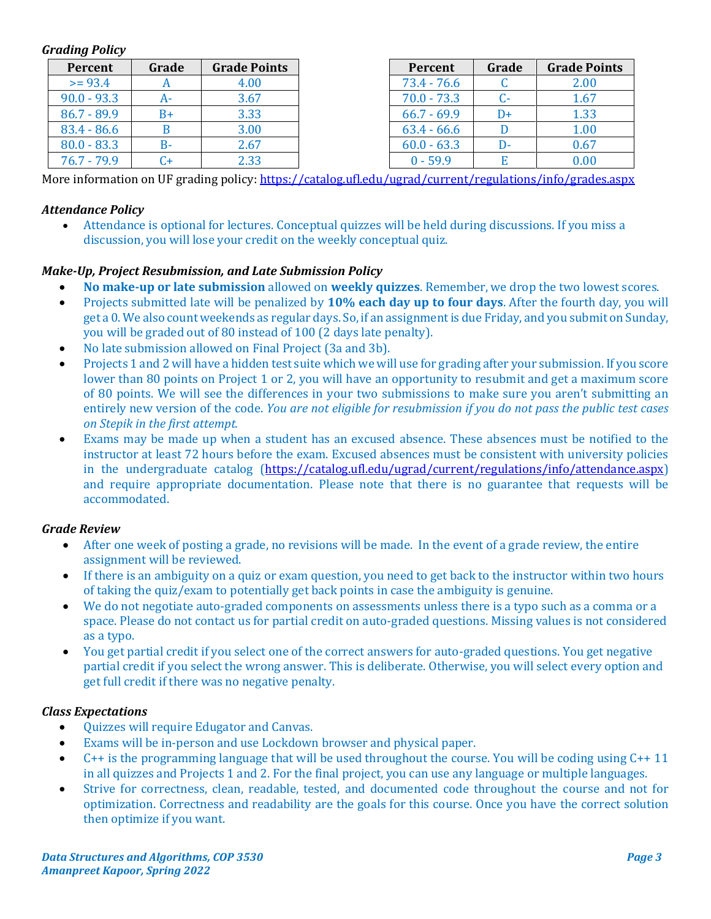### *Grading Policy*

| Percent | Grade | Grade Points |
|---|---|---|
| >= 93.4 | A | 4.00 |
| 90.0 - 93.3 | A- | 3.67 |
| 86.7 - 89.9 | B+ | 3.33 |
| 83.4 - 86.6 | B | 3.00 |
| 80.0 - 83.3 | B- | 2.67 |
| 76.7 - 79.9 | C+ | 2.33 |

| Percent | Grade | Grade Points |
|---|---|---|
| 73.4 - 76.6 | C | 2.00 |
| 70.0 - 73.3 | C- | 1.67 |
| 66.7 - 69.9 | D+ | 1.33 |
| 63.4 - 66.6 | D | 1.00 |
| 60.0 - 63.3 | D- | 0.67 |
| 0 - 59.9 | E | 0.00 |

More information on UF grading policy: https://catalog.ufl.edu/ugrad/current/regulations/info/grades.aspx

### *Attendance Policy*

- Attendance is optional for lectures. Conceptual quizzes will be held during discussions. If you miss a discussion, you will lose your credit on the weekly conceptual quiz.

### *Make-Up, Project Resubmission, and Late Submission Policy*

- **No make-up or late submission** allowed on **weekly quizzes**. Remember, we drop the two lowest scores.
- Projects submitted late will be penalized by **10% each day up to four days**. After the fourth day, you will get a 0. We also count weekends as regular days. So, if an assignment is due Friday, and you submit on Sunday, you will be graded out of 80 instead of 100 (2 days late penalty).
- No late submission allowed on Final Project (3a and 3b).
- Projects 1 and 2 will have a hidden test suite which we will use for grading after your submission. If you score lower than 80 points on Project 1 or 2, you will have an opportunity to resubmit and get a maximum score of 80 points. We will see the differences in your two submissions to make sure you aren't submitting an entirely new version of the code. *You are not eligible for resubmission if you do not pass the public test cases on Stepik in the first attempt.*
- Exams may be made up when a student has an excused absence. These absences must be notified to the instructor at least 72 hours before the exam. Excused absences must be consistent with university policies in the undergraduate catalog (https://catalog.ufl.edu/ugrad/current/regulations/info/attendance.aspx) and require appropriate documentation. Please note that there is no guarantee that requests will be accommodated.

### *Grade Review*

- After one week of posting a grade, no revisions will be made. In the event of a grade review, the entire assignment will be reviewed.
- If there is an ambiguity on a quiz or exam question, you need to get back to the instructor within two hours of taking the quiz/exam to potentially get back points in case the ambiguity is genuine.
- We do not negotiate auto-graded components on assessments unless there is a typo such as a comma or a space. Please do not contact us for partial credit on auto-graded questions. Missing values is not considered as a typo.
- You get partial credit if you select one of the correct answers for auto-graded questions. You get negative partial credit if you select the wrong answer. This is deliberate. Otherwise, you will select every option and get full credit if there was no negative penalty.

### *Class Expectations*

- Quizzes will require Edugator and Canvas.
- Exams will be in-person and use Lockdown browser and physical paper.
- C++ is the programming language that will be used throughout the course. You will be coding using C++ 11 in all quizzes and Projects 1 and 2. For the final project, you can use any language or multiple languages.
- Strive for correctness, clean, readable, tested, and documented code throughout the course and not for optimization. Correctness and readability are the goals for this course. Once you have the correct solution then optimize if you want.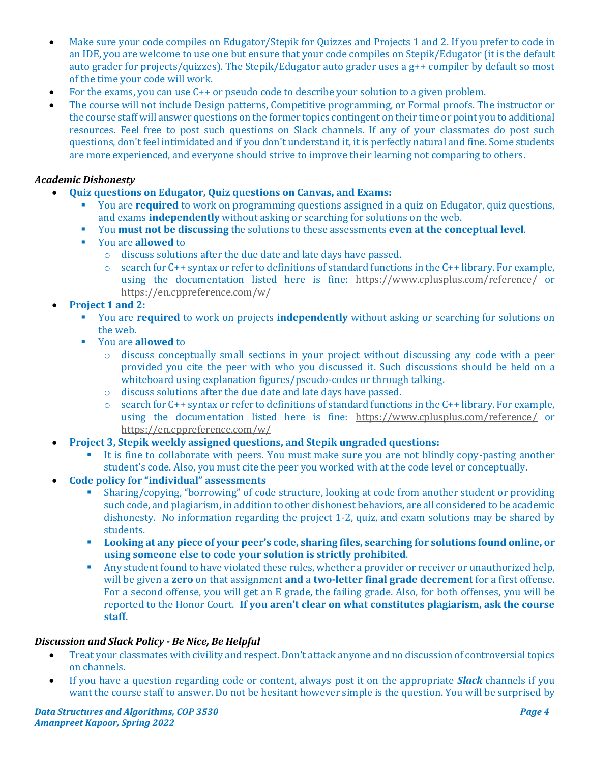- Make sure your code compiles on Edugator/Stepik for Quizzes and Projects 1 and 2. If you prefer to code in an IDE, you are welcome to use one but ensure that your code compiles on Stepik/Edugator (it is the default auto grader for projects/quizzes). The Stepik/Edugator auto grader uses a g++ compiler by default so most of the time your code will work.
- For the exams, you can use C++ or pseudo code to describe your solution to a given problem.
- The course will not include Design patterns, Competitive programming, or Formal proofs. The instructor or the course staff will answer questions on the former topics contingent on their time or point you to additional resources. Feel free to post such questions on Slack channels. If any of your classmates do post such questions, don't feel intimidated and if you don't understand it, it is perfectly natural and fine. Some students are more experienced, and everyone should strive to improve their learning not comparing to others.

***Academic Dishonesty***

- **Quiz questions on Edugator, Quiz questions on Canvas, and Exams:**
  - You are **required** to work on programming questions assigned in a quiz on Edugator, quiz questions, and exams **independently** without asking or searching for solutions on the web.
  - You **must not be discussing** the solutions to these assessments **even at the conceptual level**.
  - You are **allowed** to
    - discuss solutions after the due date and late days have passed.
    - search for C++ syntax or refer to definitions of standard functions in the C++ library. For example, using the documentation listed here is fine: https://www.cplusplus.com/reference/ or https://en.cppreference.com/w/
- **Project 1 and 2:**
  - You are **required** to work on projects **independently** without asking or searching for solutions on the web.
  - You are **allowed** to
    - discuss conceptually small sections in your project without discussing any code with a peer provided you cite the peer with who you discussed it. Such discussions should be held on a whiteboard using explanation figures/pseudo-codes or through talking.
    - discuss solutions after the due date and late days have passed.
    - search for C++ syntax or refer to definitions of standard functions in the C++ library. For example, using the documentation listed here is fine: https://www.cplusplus.com/reference/ or https://en.cppreference.com/w/
- **Project 3, Stepik weekly assigned questions, and Stepik ungraded questions:**
  - It is fine to collaborate with peers. You must make sure you are not blindly copy-pasting another student's code. Also, you must cite the peer you worked with at the code level or conceptually.
- **Code policy for "individual" assessments**
  - Sharing/copying, "borrowing" of code structure, looking at code from another student or providing such code, and plagiarism, in addition to other dishonest behaviors, are all considered to be academic dishonesty. No information regarding the project 1-2, quiz, and exam solutions may be shared by students.
  - **Looking at any piece of your peer's code, sharing files, searching for solutions found online, or using someone else to code your solution is strictly prohibited**.
  - Any student found to have violated these rules, whether a provider or receiver or unauthorized help, will be given a **zero** on that assignment **and** a **two-letter final grade decrement** for a first offense. For a second offense, you will get an E grade, the failing grade. Also, for both offenses, you will be reported to the Honor Court. **If you aren't clear on what constitutes plagiarism, ask the course staff.**

***Discussion and Slack Policy - Be Nice, Be Helpful***

- Treat your classmates with civility and respect. Don't attack anyone and no discussion of controversial topics on channels.
- If you have a question regarding code or content, always post it on the appropriate ***Slack*** channels if you want the course staff to answer. Do not be hesitant however simple is the question. You will be surprised by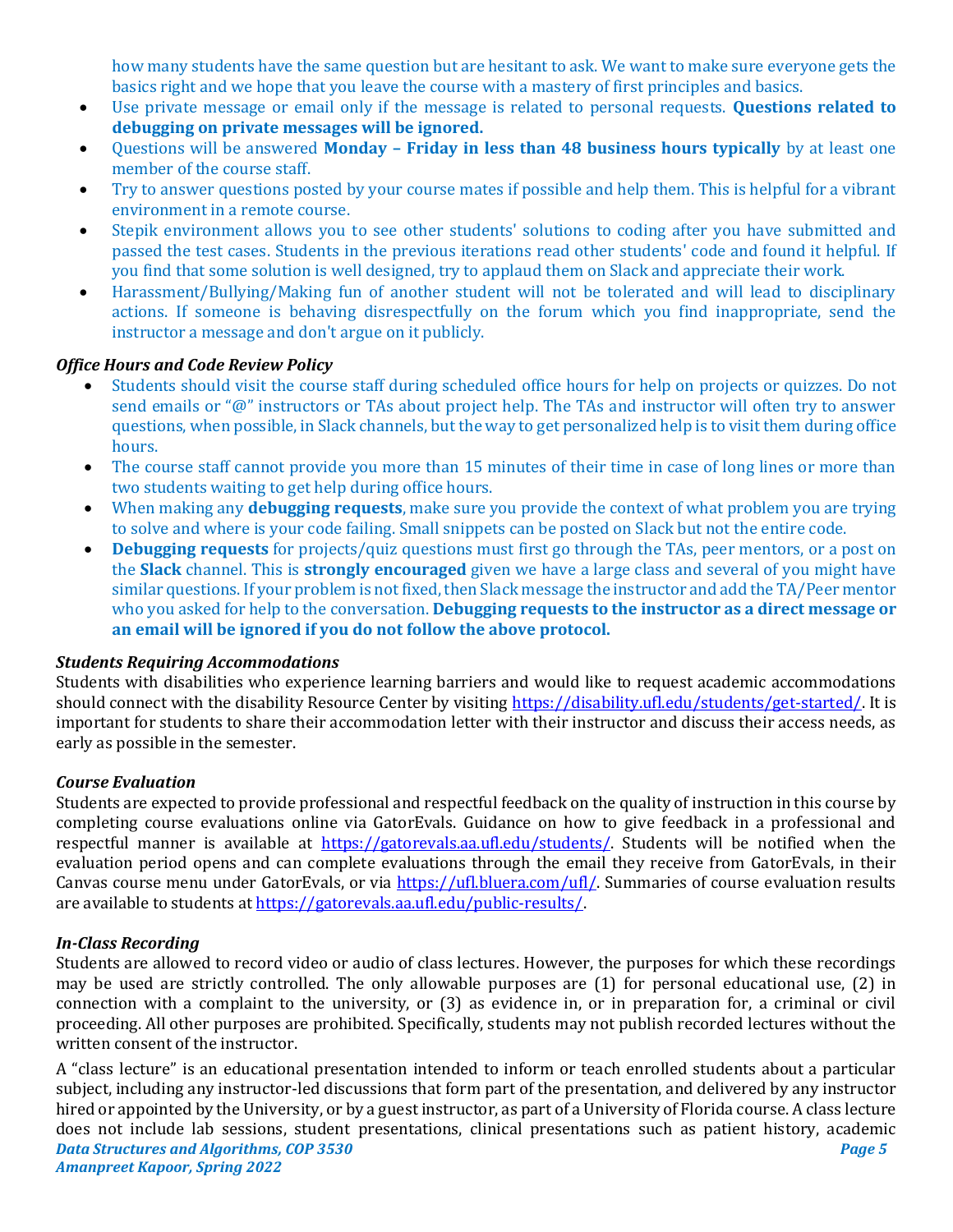how many students have the same question but are hesitant to ask. We want to make sure everyone gets the basics right and we hope that you leave the course with a mastery of first principles and basics.

- Use private message or email only if the message is related to personal requests. **Questions related to debugging on private messages will be ignored.**
- Questions will be answered **Monday – Friday in less than 48 business hours typically** by at least one member of the course staff.
- Try to answer questions posted by your course mates if possible and help them. This is helpful for a vibrant environment in a remote course.
- Stepik environment allows you to see other students' solutions to coding after you have submitted and passed the test cases. Students in the previous iterations read other students' code and found it helpful. If you find that some solution is well designed, try to applaud them on Slack and appreciate their work.
- Harassment/Bullying/Making fun of another student will not be tolerated and will lead to disciplinary actions. If someone is behaving disrespectfully on the forum which you find inappropriate, send the instructor a message and don't argue on it publicly.

### *Office Hours and Code Review Policy*

- Students should visit the course staff during scheduled office hours for help on projects or quizzes. Do not send emails or "@" instructors or TAs about project help. The TAs and instructor will often try to answer questions, when possible, in Slack channels, but the way to get personalized help is to visit them during office hours.
- The course staff cannot provide you more than 15 minutes of their time in case of long lines or more than two students waiting to get help during office hours.
- When making any **debugging requests**, make sure you provide the context of what problem you are trying to solve and where is your code failing. Small snippets can be posted on Slack but not the entire code.
- **Debugging requests** for projects/quiz questions must first go through the TAs, peer mentors, or a post on the **Slack** channel. This is **strongly encouraged** given we have a large class and several of you might have similar questions. If your problem is not fixed, then Slack message the instructor and add the TA/Peer mentor who you asked for help to the conversation. **Debugging requests to the instructor as a direct message or an email will be ignored if you do not follow the above protocol.**

### *Students Requiring Accommodations*

Students with disabilities who experience learning barriers and would like to request academic accommodations should connect with the disability Resource Center by visiting https://disability.ufl.edu/students/get-started/. It is important for students to share their accommodation letter with their instructor and discuss their access needs, as early as possible in the semester.

### *Course Evaluation*

Students are expected to provide professional and respectful feedback on the quality of instruction in this course by completing course evaluations online via GatorEvals. Guidance on how to give feedback in a professional and respectful manner is available at https://gatorevals.aa.ufl.edu/students/. Students will be notified when the evaluation period opens and can complete evaluations through the email they receive from GatorEvals, in their Canvas course menu under GatorEvals, or via https://ufl.bluera.com/ufl/. Summaries of course evaluation results are available to students at https://gatorevals.aa.ufl.edu/public-results/.

### *In-Class Recording*

Students are allowed to record video or audio of class lectures. However, the purposes for which these recordings may be used are strictly controlled. The only allowable purposes are (1) for personal educational use, (2) in connection with a complaint to the university, or (3) as evidence in, or in preparation for, a criminal or civil proceeding. All other purposes are prohibited. Specifically, students may not publish recorded lectures without the written consent of the instructor.

A "class lecture" is an educational presentation intended to inform or teach enrolled students about a particular subject, including any instructor-led discussions that form part of the presentation, and delivered by any instructor hired or appointed by the University, or by a guest instructor, as part of a University of Florida course. A class lecture does not include lab sessions, student presentations, clinical presentations such as patient history, academic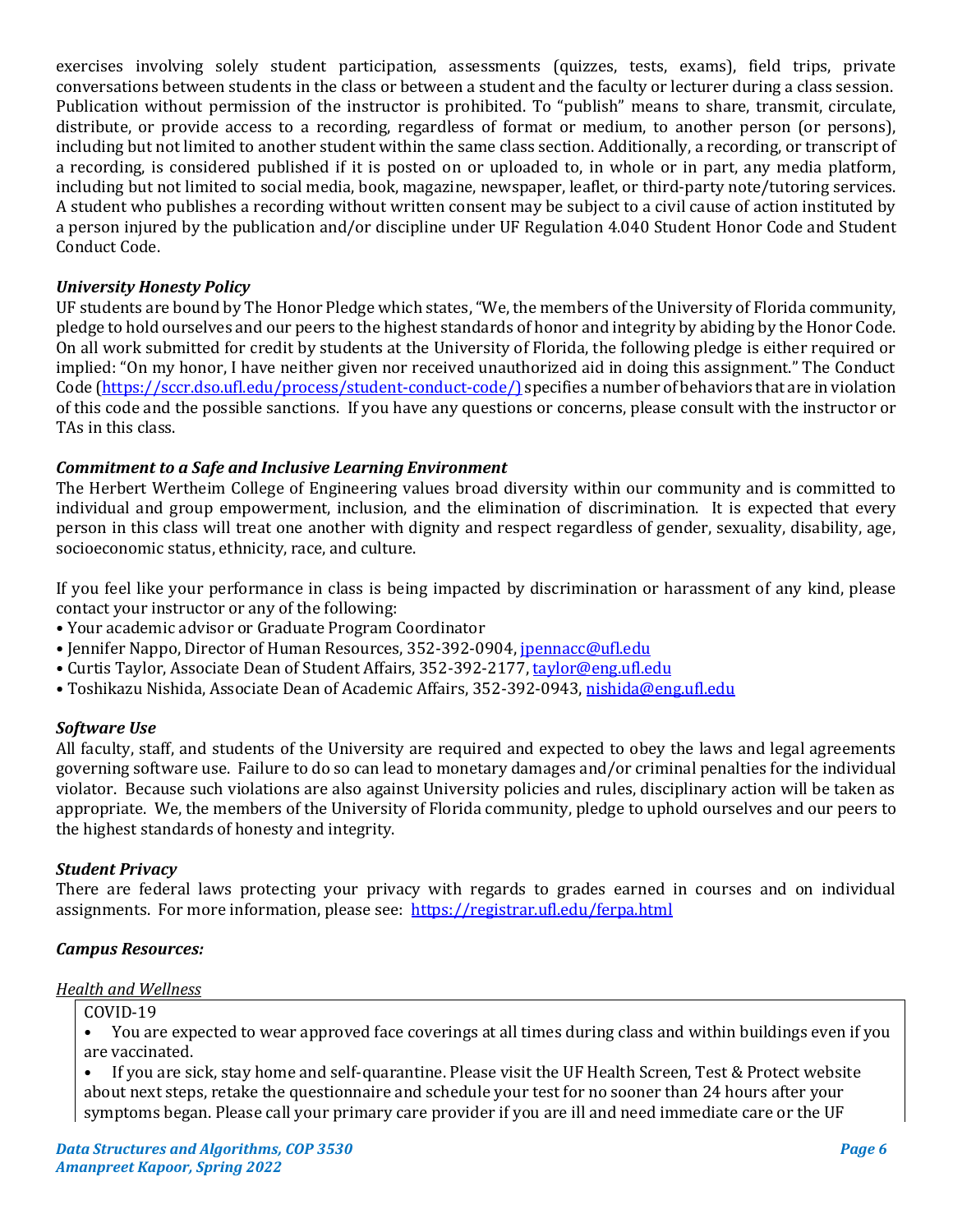exercises involving solely student participation, assessments (quizzes, tests, exams), field trips, private conversations between students in the class or between a student and the faculty or lecturer during a class session. Publication without permission of the instructor is prohibited. To "publish" means to share, transmit, circulate, distribute, or provide access to a recording, regardless of format or medium, to another person (or persons), including but not limited to another student within the same class section. Additionally, a recording, or transcript of a recording, is considered published if it is posted on or uploaded to, in whole or in part, any media platform, including but not limited to social media, book, magazine, newspaper, leaflet, or third-party note/tutoring services. A student who publishes a recording without written consent may be subject to a civil cause of action instituted by a person injured by the publication and/or discipline under UF Regulation 4.040 Student Honor Code and Student Conduct Code.

### *University Honesty Policy*

UF students are bound by The Honor Pledge which states, "We, the members of the University of Florida community, pledge to hold ourselves and our peers to the highest standards of honor and integrity by abiding by the Honor Code. On all work submitted for credit by students at the University of Florida, the following pledge is either required or implied: "On my honor, I have neither given nor received unauthorized aid in doing this assignment." The Conduct Code (https://sccr.dso.ufl.edu/process/student-conduct-code/) specifies a number of behaviors that are in violation of this code and the possible sanctions. If you have any questions or concerns, please consult with the instructor or TAs in this class.

### *Commitment to a Safe and Inclusive Learning Environment*

The Herbert Wertheim College of Engineering values broad diversity within our community and is committed to individual and group empowerment, inclusion, and the elimination of discrimination. It is expected that every person in this class will treat one another with dignity and respect regardless of gender, sexuality, disability, age, socioeconomic status, ethnicity, race, and culture.

If you feel like your performance in class is being impacted by discrimination or harassment of any kind, please contact your instructor or any of the following:

- Your academic advisor or Graduate Program Coordinator
- Jennifer Nappo, Director of Human Resources, 352-392-0904, jpennacc@ufl.edu
- Curtis Taylor, Associate Dean of Student Affairs, 352-392-2177, taylor@eng.ufl.edu
- Toshikazu Nishida, Associate Dean of Academic Affairs, 352-392-0943, nishida@eng.ufl.edu

### *Software Use*

All faculty, staff, and students of the University are required and expected to obey the laws and legal agreements governing software use. Failure to do so can lead to monetary damages and/or criminal penalties for the individual violator. Because such violations are also against University policies and rules, disciplinary action will be taken as appropriate. We, the members of the University of Florida community, pledge to uphold ourselves and our peers to the highest standards of honesty and integrity.

### *Student Privacy*

There are federal laws protecting your privacy with regards to grades earned in courses and on individual assignments. For more information, please see: https://registrar.ufl.edu/ferpa.html

### *Campus Resources:*

*Health and Wellness*

COVID-19

- You are expected to wear approved face coverings at all times during class and within buildings even if you are vaccinated.
- If you are sick, stay home and self-quarantine. Please visit the UF Health Screen, Test & Protect website about next steps, retake the questionnaire and schedule your test for no sooner than 24 hours after your symptoms began. Please call your primary care provider if you are ill and need immediate care or the UF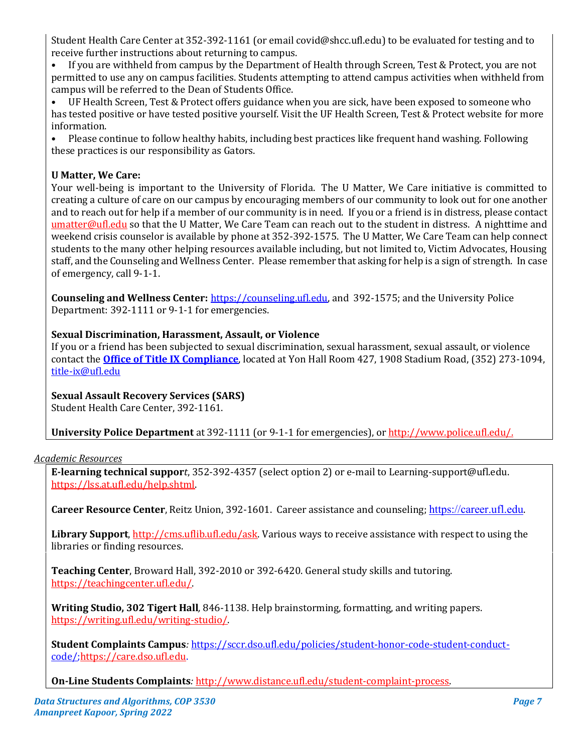Student Health Care Center at 352-392-1161 (or email covid@shcc.ufl.edu) to be evaluated for testing and to receive further instructions about returning to campus.

- If you are withheld from campus by the Department of Health through Screen, Test & Protect, you are not permitted to use any on campus facilities. Students attempting to attend campus activities when withheld from campus will be referred to the Dean of Students Office.
- UF Health Screen, Test & Protect offers guidance when you are sick, have been exposed to someone who has tested positive or have tested positive yourself. Visit the UF Health Screen, Test & Protect website for more information.
- Please continue to follow healthy habits, including best practices like frequent hand washing. Following these practices is our responsibility as Gators.

**U Matter, We Care:**
Your well-being is important to the University of Florida. The U Matter, We Care initiative is committed to creating a culture of care on our campus by encouraging members of our community to look out for one another and to reach out for help if a member of our community is in need. If you or a friend is in distress, please contact umatter@ufl.edu so that the U Matter, We Care Team can reach out to the student in distress. A nighttime and weekend crisis counselor is available by phone at 352-392-1575. The U Matter, We Care Team can help connect students to the many other helping resources available including, but not limited to, Victim Advocates, Housing staff, and the Counseling and Wellness Center. Please remember that asking for help is a sign of strength. In case of emergency, call 9-1-1.

**Counseling and Wellness Center:** https://counseling.ufl.edu, and 392-1575; and the University Police Department: 392-1111 or 9-1-1 for emergencies.

**Sexual Discrimination, Harassment, Assault, or Violence**
If you or a friend has been subjected to sexual discrimination, sexual harassment, sexual assault, or violence contact the **Office of Title IX Compliance**, located at Yon Hall Room 427, 1908 Stadium Road, (352) 273-1094, title-ix@ufl.edu

**Sexual Assault Recovery Services (SARS)**
Student Health Care Center, 392-1161.

**University Police Department** at 392-1111 (or 9-1-1 for emergencies), or http://www.police.ufl.edu/.

*Academic Resources*

**E-learning technical suppor***t*, 352-392-4357 (select option 2) or e-mail to Learning-support@ufl.edu. https://lss.at.ufl.edu/help.shtml.

**Career Resource Center**, Reitz Union, 392-1601. Career assistance and counseling; https://career.ufl.edu.

**Library Support**, http://cms.uflib.ufl.edu/ask. Various ways to receive assistance with respect to using the libraries or finding resources.

**Teaching Center**, Broward Hall, 392-2010 or 392-6420. General study skills and tutoring. https://teachingcenter.ufl.edu/.

**Writing Studio, 302 Tigert Hall***,* 846-1138. Help brainstorming, formatting, and writing papers. https://writing.ufl.edu/writing-studio/.

**Student Complaints Campus***:* https://sccr.dso.ufl.edu/policies/student-honor-code-student-conduct-code/;https://care.dso.ufl.edu.

**On-Line Students Complaints***:* http://www.distance.ufl.edu/student-complaint-process.